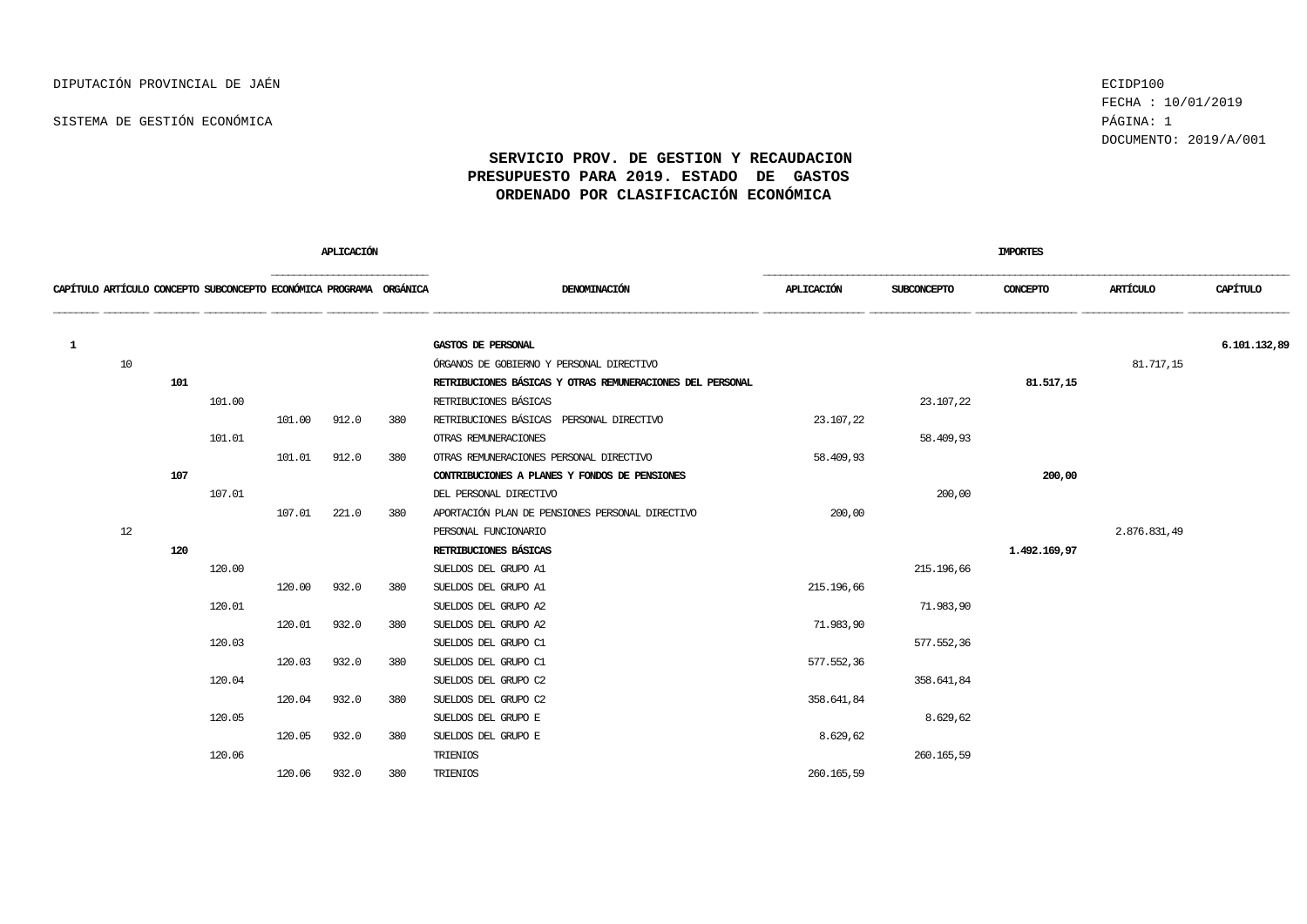DIPUTACIÓN PROVINCIAL DE JAÉN

SISTEMA DE GESTIÓN ECONÓMICA

ECIDP100
FECHA : 10/01/2019
DOCUMENTO: 2019/A/001

## SERVICIO PROV. DE GESTION Y RECAUDACION
## PRESUPUESTO PARA 2019. ESTADO DE GASTOS
## ORDENADO POR CLASIFICACIÓN ECONÓMICA

| CAPÍTULO | ARTÍCULO | CONCEPTO | SUBCONCEPTO | APLICACIÓN ECONÓMICA | APLICACIÓN PROGRAMA | APLICACIÓN ORGÁNICA | DENOMINACIÓN | IMPORTES APLICACIÓN | IMPORTES SUBCONCEPTO | IMPORTES CONCEPTO | IMPORTES ARTÍCULO | IMPORTES CAPÍTULO |
|---|---|---|---|---|---|---|---|---|---|---|---|---|
| **1** | | | | | | | **GASTOS DE PERSONAL** | | | | | **6.101.132,89** |
| | 10 | | | | | | ÓRGANOS DE GOBIERNO Y PERSONAL DIRECTIVO | | | | 81.717,15 | |
| | | **101** | | | | | **RETRIBUCIONES BÁSICAS Y OTRAS REMUNERACIONES DEL PERSONAL** | | | **81.517,15** | | |
| | | | 101.00 | | | | RETRIBUCIONES BÁSICAS | | 23.107,22 | | | |
| | | | | 101.00 | 912.0 | 380 | RETRIBUCIONES BÁSICAS PERSONAL DIRECTIVO | 23.107,22 | | | | |
| | | | 101.01 | | | | OTRAS REMUNERACIONES | | 58.409,93 | | | |
| | | | | 101.01 | 912.0 | 380 | OTRAS REMUNERACIONES PERSONAL DIRECTIVO | 58.409,93 | | | | |
| | | **107** | | | | | **CONTRIBUCIONES A PLANES Y FONDOS DE PENSIONES** | | | **200,00** | | |
| | | | 107.01 | | | | DEL PERSONAL DIRECTIVO | | 200,00 | | | |
| | | | | 107.01 | 221.0 | 380 | APORTACIÓN PLAN DE PENSIONES PERSONAL DIRECTIVO | 200,00 | | | | |
| | 12 | | | | | | PERSONAL FUNCIONARIO | | | | 2.876.831,49 | |
| | | **120** | | | | | **RETRIBUCIONES BÁSICAS** | | | **1.492.169,97** | | |
| | | | 120.00 | | | | SUELDOS DEL GRUPO A1 | | 215.196,66 | | | |
| | | | | 120.00 | 932.0 | 380 | SUELDOS DEL GRUPO A1 | 215.196,66 | | | | |
| | | | 120.01 | | | | SUELDOS DEL GRUPO A2 | | 71.983,90 | | | |
| | | | | 120.01 | 932.0 | 380 | SUELDOS DEL GRUPO A2 | 71.983,90 | | | | |
| | | | 120.03 | | | | SUELDOS DEL GRUPO C1 | | 577.552,36 | | | |
| | | | | 120.03 | 932.0 | 380 | SUELDOS DEL GRUPO C1 | 577.552,36 | | | | |
| | | | 120.04 | | | | SUELDOS DEL GRUPO C2 | | 358.641,84 | | | |
| | | | | 120.04 | 932.0 | 380 | SUELDOS DEL GRUPO C2 | 358.641,84 | | | | |
| | | | 120.05 | | | | SUELDOS DEL GRUPO E | | 8.629,62 | | | |
| | | | | 120.05 | 932.0 | 380 | SUELDOS DEL GRUPO E | 8.629,62 | | | | |
| | | | 120.06 | | | | TRIENIOS | | 260.165,59 | | | |
| | | | | 120.06 | 932.0 | 380 | TRIENIOS | 260.165,59 | | | | |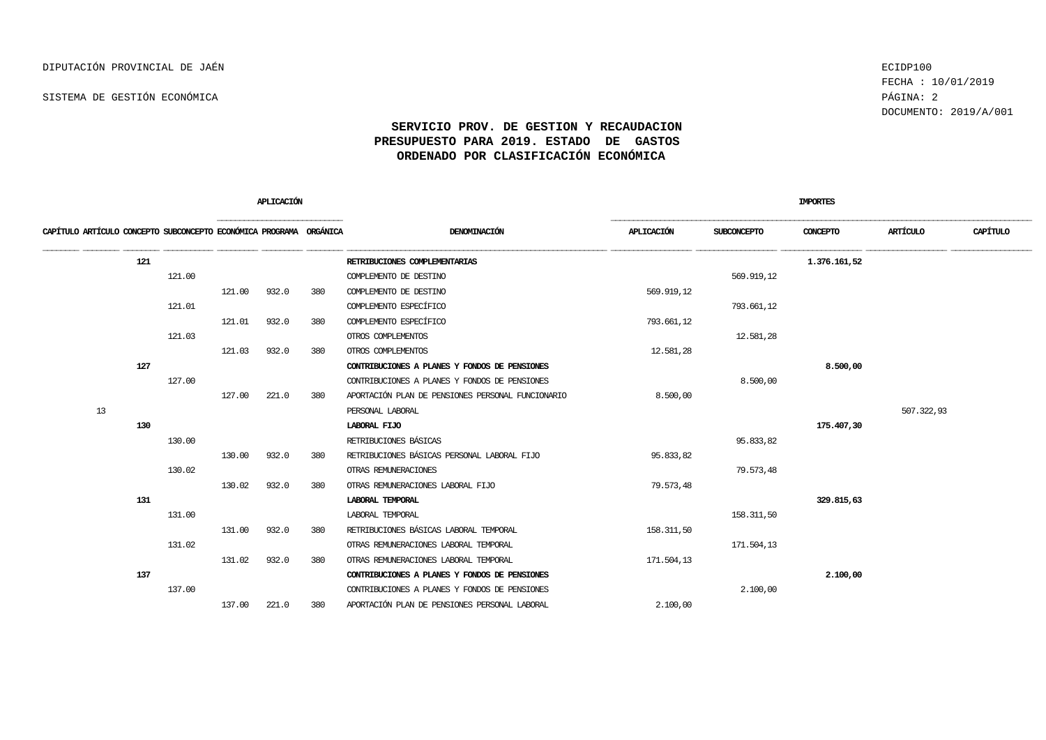DIPUTACIÓN PROVINCIAL DE JAÉN

SISTEMA DE GESTIÓN ECONÓMICA

ECIDP100
FECHA : 10/01/2019
DOCUMENTO: 2019/A/001

## SERVICIO PROV. DE GESTION Y RECAUDACION
## PRESUPUESTO PARA 2019. ESTADO DE GASTOS
## ORDENADO POR CLASIFICACIÓN ECONÓMICA

| CAPÍTULO | ARTÍCULO | CONCEPTO | SUBCONCEPTO | APLICACIÓN ECONÓMICA | APLICACIÓN PROGRAMA | APLICACIÓN ORGÁNICA | DENOMINACIÓN | IMPORTES APLICACIÓN | IMPORTES SUBCONCEPTO | IMPORTES CONCEPTO | IMPORTES ARTÍCULO | IMPORTES CAPÍTULO |
|---|---|---|---|---|---|---|---|---|---|---|---|---|
| | | **121** | | | | | **RETRIBUCIONES COMPLEMENTARIAS** | | | **1.376.161,52** | | |
| | | | 121.00 | | | | COMPLEMENTO DE DESTINO | | 569.919,12 | | | |
| | | | | 121.00 | 932.0 | 380 | COMPLEMENTO DE DESTINO | 569.919,12 | | | | |
| | | | 121.01 | | | | COMPLEMENTO ESPECÍFICO | | 793.661,12 | | | |
| | | | | 121.01 | 932.0 | 380 | COMPLEMENTO ESPECÍFICO | 793.661,12 | | | | |
| | | | 121.03 | | | | OTROS COMPLEMENTOS | | 12.581,28 | | | |
| | | | | 121.03 | 932.0 | 380 | OTROS COMPLEMENTOS | 12.581,28 | | | | |
| | | **127** | | | | | **CONTRIBUCIONES A PLANES Y FONDOS DE PENSIONES** | | | **8.500,00** | | |
| | | | 127.00 | | | | CONTRIBUCIONES A PLANES Y FONDOS DE PENSIONES | | 8.500,00 | | | |
| | | | | 127.00 | 221.0 | 380 | APORTACIÓN PLAN DE PENSIONES PERSONAL FUNCIONARIO | 8.500,00 | | | | |
| | 13 | | | | | | PERSONAL LABORAL | | | | 507.322,93 | |
| | | **130** | | | | | **LABORAL FIJO** | | | **175.407,30** | | |
| | | | 130.00 | | | | RETRIBUCIONES BÁSICAS | | 95.833,82 | | | |
| | | | | 130.00 | 932.0 | 380 | RETRIBUCIONES BÁSICAS PERSONAL LABORAL FIJO | 95.833,82 | | | | |
| | | | 130.02 | | | | OTRAS REMUNERACIONES | | 79.573,48 | | | |
| | | | | 130.02 | 932.0 | 380 | OTRAS REMUNERACIONES LABORAL FIJO | 79.573,48 | | | | |
| | | **131** | | | | | **LABORAL TEMPORAL** | | | **329.815,63** | | |
| | | | 131.00 | | | | LABORAL TEMPORAL | | 158.311,50 | | | |
| | | | | 131.00 | 932.0 | 380 | RETRIBUCIONES BÁSICAS LABORAL TEMPORAL | 158.311,50 | | | | |
| | | | 131.02 | | | | OTRAS REMUNERACIONES LABORAL TEMPORAL | | 171.504,13 | | | |
| | | | | 131.02 | 932.0 | 380 | OTRAS REMUNERACIONES LABORAL TEMPORAL | 171.504,13 | | | | |
| | | **137** | | | | | **CONTRIBUCIONES A PLANES Y FONDOS DE PENSIONES** | | | **2.100,00** | | |
| | | | 137.00 | | | | CONTRIBUCIONES A PLANES Y FONDOS DE PENSIONES | | 2.100,00 | | | |
| | | | | 137.00 | 221.0 | 380 | APORTACIÓN PLAN DE PENSIONES PERSONAL LABORAL | 2.100,00 | | | | |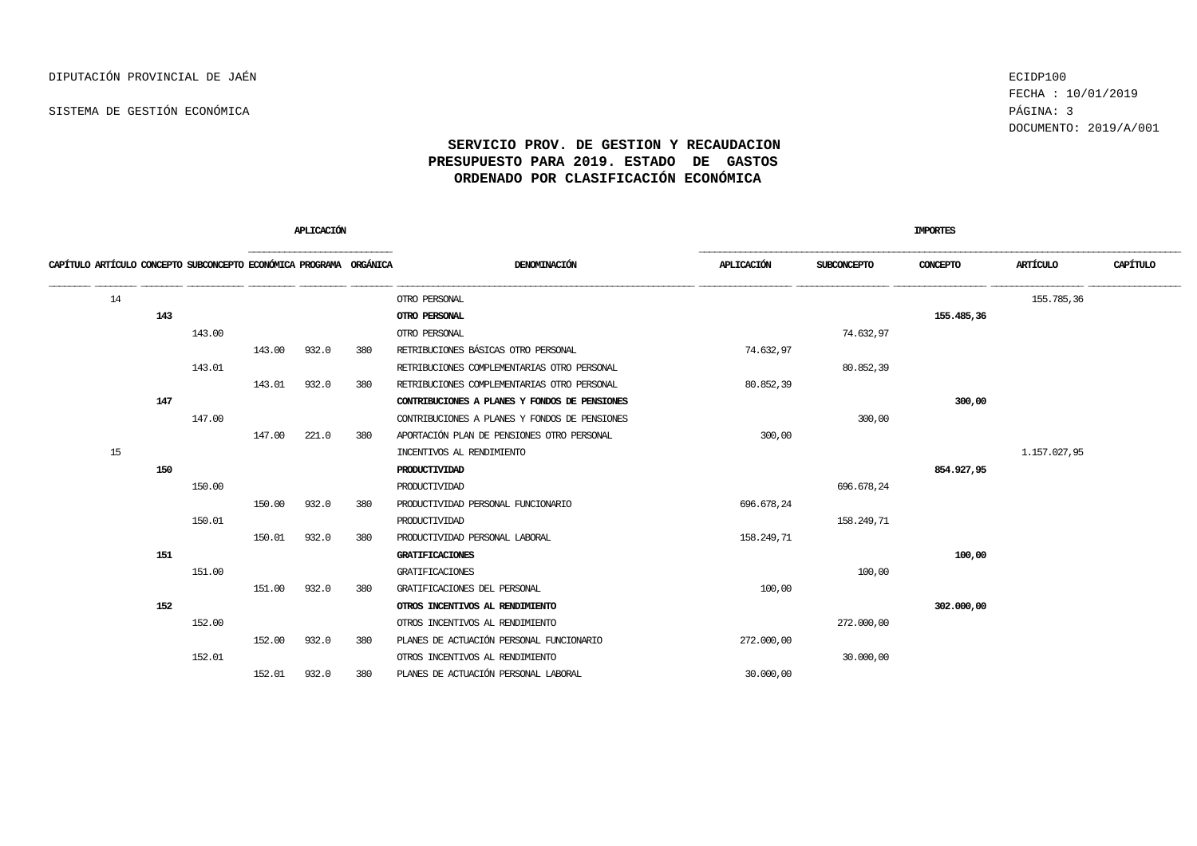DIPUTACIÓN PROVINCIAL DE JAÉN

SISTEMA DE GESTIÓN ECONÓMICA

ECIDP100
FECHA : 10/01/2019
DOCUMENTO: 2019/A/001

## SERVICIO PROV. DE GESTION Y RECAUDACION
## PRESUPUESTO PARA 2019. ESTADO DE GASTOS
## ORDENADO POR CLASIFICACIÓN ECONÓMICA

| APLICACIÓN | | | | | | | | IMPORTES | | | | |
|---|---|---|---|---|---|---|---|---|---|---|---|---|
| CAPÍTULO | ARTÍCULO | CONCEPTO | SUBCONCEPTO | ECONÓMICA | PROGRAMA | ORGÁNICA | DENOMINACIÓN | APLICACIÓN | SUBCONCEPTO | CONCEPTO | ARTÍCULO | CAPÍTULO |
| | 14 | | | | | | OTRO PERSONAL | | | | 155.785,36 | |
| | | **143** | | | | | **OTRO PERSONAL** | | | **155.485,36** | | |
| | | | 143.00 | | | | OTRO PERSONAL | | 74.632,97 | | | |
| | | | | 143.00 | 932.0 | 380 | RETRIBUCIONES BÁSICAS OTRO PERSONAL | 74.632,97 | | | | |
| | | | 143.01 | | | | RETRIBUCIONES COMPLEMENTARIAS OTRO PERSONAL | | 80.852,39 | | | |
| | | | | 143.01 | 932.0 | 380 | RETRIBUCIONES COMPLEMENTARIAS OTRO PERSONAL | 80.852,39 | | | | |
| | | **147** | | | | | **CONTRIBUCIONES A PLANES Y FONDOS DE PENSIONES** | | | **300,00** | | |
| | | | 147.00 | | | | CONTRIBUCIONES A PLANES Y FONDOS DE PENSIONES | | 300,00 | | | |
| | | | | 147.00 | 221.0 | 380 | APORTACIÓN PLAN DE PENSIONES OTRO PERSONAL | 300,00 | | | | |
| | 15 | | | | | | INCENTIVOS AL RENDIMIENTO | | | | 1.157.027,95 | |
| | | **150** | | | | | **PRODUCTIVIDAD** | | | **854.927,95** | | |
| | | | 150.00 | | | | PRODUCTIVIDAD | | 696.678,24 | | | |
| | | | | 150.00 | 932.0 | 380 | PRODUCTIVIDAD PERSONAL FUNCIONARIO | 696.678,24 | | | | |
| | | | 150.01 | | | | PRODUCTIVIDAD | | 158.249,71 | | | |
| | | | | 150.01 | 932.0 | 380 | PRODUCTIVIDAD PERSONAL LABORAL | 158.249,71 | | | | |
| | | **151** | | | | | **GRATIFICACIONES** | | | **100,00** | | |
| | | | 151.00 | | | | GRATIFICACIONES | | 100,00 | | | |
| | | | | 151.00 | 932.0 | 380 | GRATIFICACIONES DEL PERSONAL | 100,00 | | | | |
| | | **152** | | | | | **OTROS INCENTIVOS AL RENDIMIENTO** | | | **302.000,00** | | |
| | | | 152.00 | | | | OTROS INCENTIVOS AL RENDIMIENTO | | 272.000,00 | | | |
| | | | | 152.00 | 932.0 | 380 | PLANES DE ACTUACIÓN PERSONAL FUNCIONARIO | 272.000,00 | | | | |
| | | | 152.01 | | | | OTROS INCENTIVOS AL RENDIMIENTO | | 30.000,00 | | | |
| | | | | 152.01 | 932.0 | 380 | PLANES DE ACTUACIÓN PERSONAL LABORAL | 30.000,00 | | | | |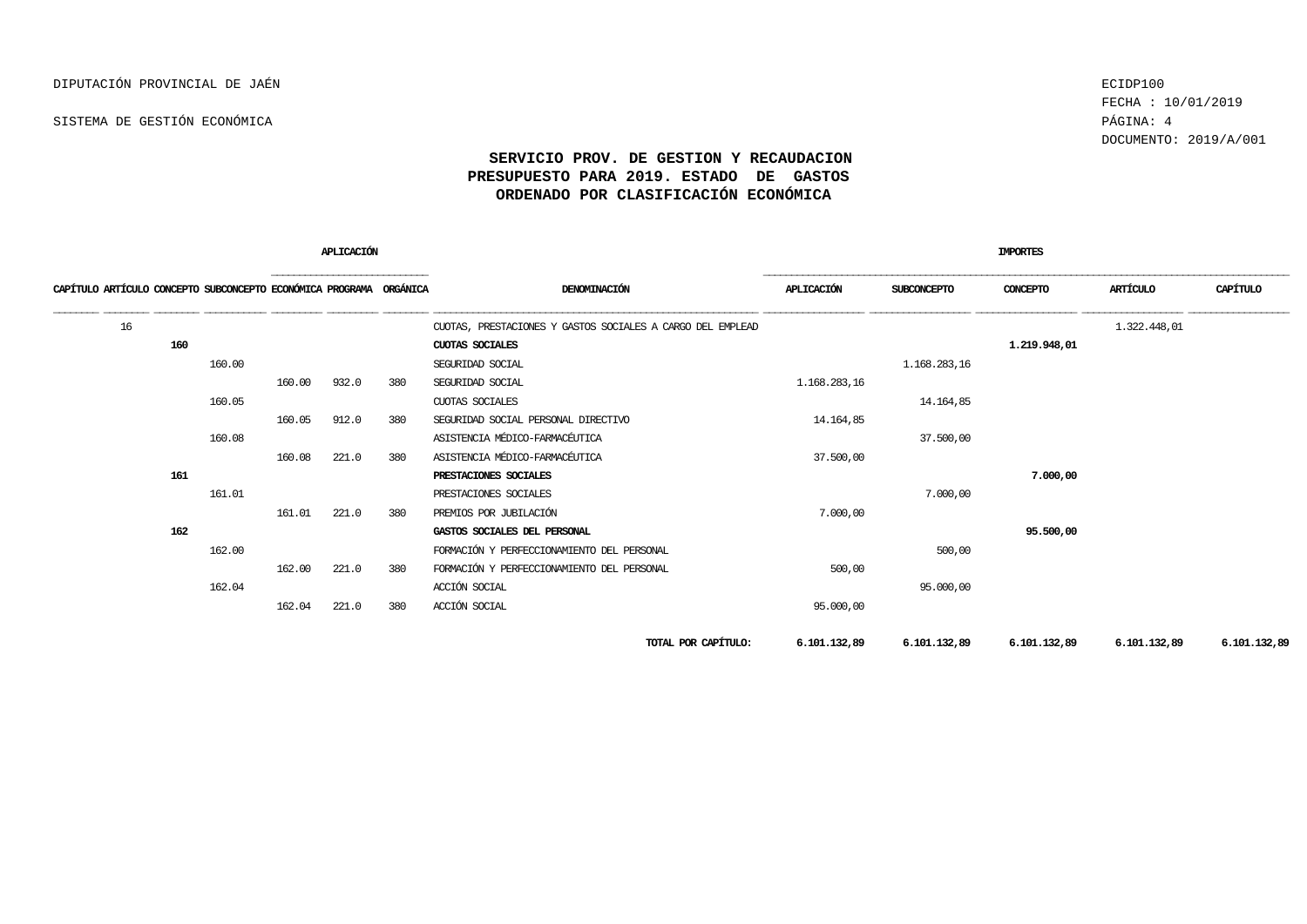DIPUTACIÓN PROVINCIAL DE JAÉN

SISTEMA DE GESTIÓN ECONÓMICA

ECIDP100
FECHA : 10/01/2019
DOCUMENTO: 2019/A/001

# SERVICIO PROV. DE GESTION Y RECAUDACION
## PRESUPUESTO PARA 2019. ESTADO DE GASTOS
## ORDENADO POR CLASIFICACIÓN ECONÓMICA

| CAPÍTULO | ARTÍCULO | CONCEPTO | SUBCONCEPTO | APLICACIÓN ECONÓMICA | APLICACIÓN PROGRAMA | APLICACIÓN ORGÁNICA | DENOMINACIÓN | IMPORTES APLICACIÓN | IMPORTES SUBCONCEPTO | IMPORTES CONCEPTO | IMPORTES ARTÍCULO | IMPORTES CAPÍTULO |
|---|---|---|---|---|---|---|---|---|---|---|---|---|
| | 16 | | | | | | CUOTAS, PRESTACIONES Y GASTOS SOCIALES A CARGO DEL EMPLEAD | | | | 1.322.448,01 | |
| | | **160** | | | | | **CUOTAS SOCIALES** | | | **1.219.948,01** | | |
| | | | 160.00 | | | | SEGURIDAD SOCIAL | | 1.168.283,16 | | | |
| | | | | 160.00 | 932.0 | 380 | SEGURIDAD SOCIAL | 1.168.283,16 | | | | |
| | | | 160.05 | | | | CUOTAS SOCIALES | | 14.164,85 | | | |
| | | | | 160.05 | 912.0 | 380 | SEGURIDAD SOCIAL PERSONAL DIRECTIVO | 14.164,85 | | | | |
| | | | 160.08 | | | | ASISTENCIA MÉDICO-FARMACÉUTICA | | 37.500,00 | | | |
| | | | | 160.08 | 221.0 | 380 | ASISTENCIA MÉDICO-FARMACÉUTICA | 37.500,00 | | | | |
| | | **161** | | | | | **PRESTACIONES SOCIALES** | | | **7.000,00** | | |
| | | | 161.01 | | | | PRESTACIONES SOCIALES | | 7.000,00 | | | |
| | | | | 161.01 | 221.0 | 380 | PREMIOS POR JUBILACIÓN | 7.000,00 | | | | |
| | | **162** | | | | | **GASTOS SOCIALES DEL PERSONAL** | | | **95.500,00** | | |
| | | | 162.00 | | | | FORMACIÓN Y PERFECCIONAMIENTO DEL PERSONAL | | 500,00 | | | |
| | | | | 162.00 | 221.0 | 380 | FORMACIÓN Y PERFECCIONAMIENTO DEL PERSONAL | 500,00 | | | | |
| | | | 162.04 | | | | ACCIÓN SOCIAL | | 95.000,00 | | | |
| | | | | 162.04 | 221.0 | 380 | ACCIÓN SOCIAL | 95.000,00 | | | | |
| | | | | | | | **TOTAL POR CAPÍTULO:** | **6.101.132,89** | **6.101.132,89** | **6.101.132,89** | **6.101.132,89** | **6.101.132,89** |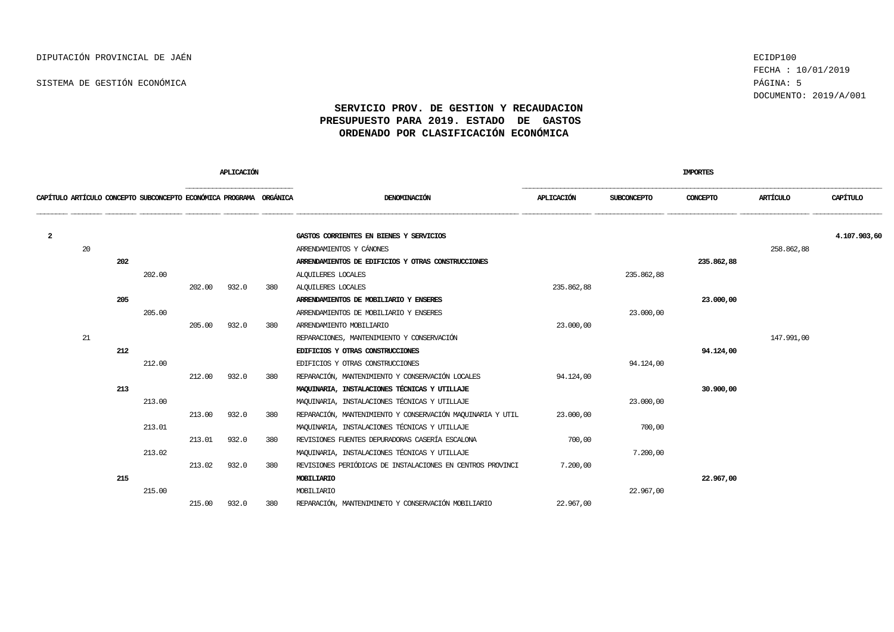DIPUTACIÓN PROVINCIAL DE JAÉN

SISTEMA DE GESTIÓN ECONÓMICA

ECIDP100
FECHA : 10/01/2019
DOCUMENTO: 2019/A/001

## SERVICIO PROV. DE GESTION Y RECAUDACION
## PRESUPUESTO PARA 2019. ESTADO DE GASTOS
## ORDENADO POR CLASIFICACIÓN ECONÓMICA

| CAPÍTULO | ARTÍCULO | CONCEPTO | SUBCONCEPTO | APLICACIÓN ECONÓMICA | APLICACIÓN PROGRAMA | APLICACIÓN ORGÁNICA | DENOMINACIÓN | IMPORTES APLICACIÓN | IMPORTES SUBCONCEPTO | IMPORTES CONCEPTO | IMPORTES ARTÍCULO | IMPORTES CAPÍTULO |
|---|---|---|---|---|---|---|---|---|---|---|---|---|
| **2** | | | | | | | **GASTOS CORRIENTES EN BIENES Y SERVICIOS** | | | | | **4.107.903,60** |
| | 20 | | | | | | ARRENDAMIENTOS Y CÁNONES | | | | 258.862,88 | |
| | | **202** | | | | | **ARRENDAMIENTOS DE EDIFICIOS Y OTRAS CONSTRUCCIONES** | | | **235.862,88** | | |
| | | | 202.00 | | | | ALQUILERES LOCALES | | 235.862,88 | | | |
| | | | | 202.00 | 932.0 | 380 | ALQUILERES LOCALES | 235.862,88 | | | | |
| | | **205** | | | | | **ARRENDAMIENTOS DE MOBILIARIO Y ENSERES** | | | **23.000,00** | | |
| | | | 205.00 | | | | ARRENDAMIENTOS DE MOBILIARIO Y ENSERES | | 23.000,00 | | | |
| | | | | 205.00 | 932.0 | 380 | ARRENDAMIENTO MOBILIARIO | 23.000,00 | | | | |
| | 21 | | | | | | REPARACIONES, MANTENIMIENTO Y CONSERVACIÓN | | | | 147.991,00 | |
| | | **212** | | | | | **EDIFICIOS Y OTRAS CONSTRUCCIONES** | | | **94.124,00** | | |
| | | | 212.00 | | | | EDIFICIOS Y OTRAS CONSTRUCCIONES | | 94.124,00 | | | |
| | | | | 212.00 | 932.0 | 380 | REPARACIÓN, MANTENIMIENTO Y CONSERVACIÓN LOCALES | 94.124,00 | | | | |
| | | **213** | | | | | **MAQUINARIA, INSTALACIONES TÉCNICAS Y UTILLAJE** | | | **30.900,00** | | |
| | | | 213.00 | | | | MAQUINARIA, INSTALACIONES TÉCNICAS Y UTILLAJE | | 23.000,00 | | | |
| | | | | 213.00 | 932.0 | 380 | REPARACIÓN, MANTENIMIENTO Y CONSERVACIÓN MAQUINARIA Y UTIL | 23.000,00 | | | | |
| | | | 213.01 | | | | MAQUINARIA, INSTALACIONES TÉCNICAS Y UTILLAJE | | 700,00 | | | |
| | | | | 213.01 | 932.0 | 380 | REVISIONES FUENTES DEPURADORAS CASERÍA ESCALONA | 700,00 | | | | |
| | | | 213.02 | | | | MAQUINARIA, INSTALACIONES TÉCNICAS Y UTILLAJE | | 7.200,00 | | | |
| | | | | 213.02 | 932.0 | 380 | REVISIONES PERIÓDICAS DE INSTALACIONES EN CENTROS PROVINCI | 7.200,00 | | | | |
| | | **215** | | | | | **MOBILIARIO** | | | **22.967,00** | | |
| | | | 215.00 | | | | MOBILIARIO | | 22.967,00 | | | |
| | | | | 215.00 | 932.0 | 380 | REPARACIÓN, MANTENIMINETO Y CONSERVACIÓN MOBILIARIO | 22.967,00 | | | | |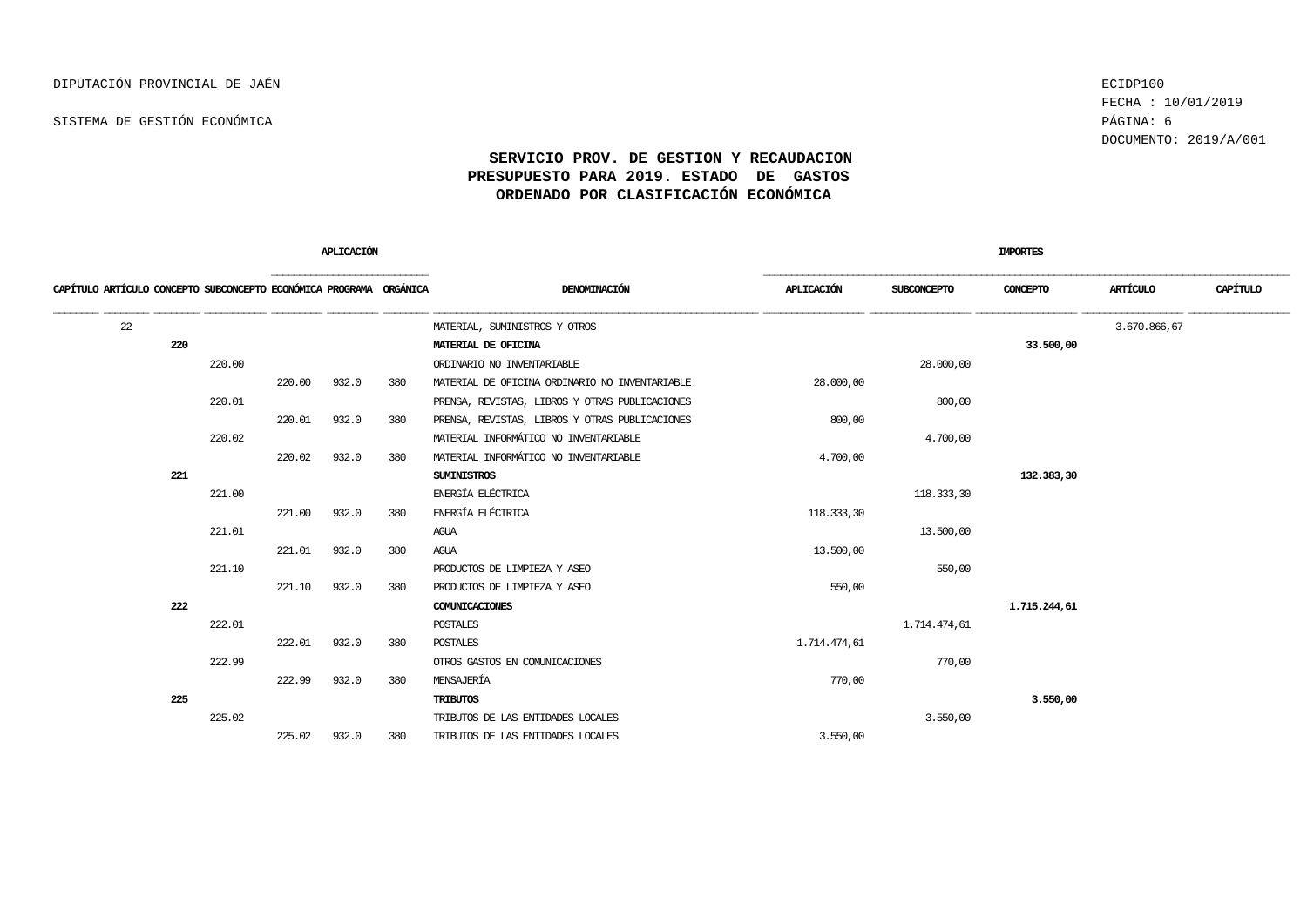DIPUTACIÓN PROVINCIAL DE JAÉN

SISTEMA DE GESTIÓN ECONÓMICA

ECIDP100
FECHA : 10/01/2019
DOCUMENTO: 2019/A/001

## SERVICIO PROV. DE GESTION Y RECAUDACION
## PRESUPUESTO PARA 2019. ESTADO DE GASTOS
## ORDENADO POR CLASIFICACIÓN ECONÓMICA

| CAPÍTULO | ARTÍCULO | CONCEPTO | SUBCONCEPTO | ECONÓMICA | PROGRAMA | ORGÁNICA | DENOMINACIÓN | APLICACIÓN | SUBCONCEPTO | CONCEPTO | ARTÍCULO | CAPÍTULO |
|---|---|---|---|---|---|---|---|---|---|---|---|---|
| | 22 | | | | | | MATERIAL, SUMINISTROS Y OTROS | | | | 3.670.866,67 | |
| | | **220** | | | | | **MATERIAL DE OFICINA** | | | **33.500,00** | | |
| | | | 220.00 | | | | ORDINARIO NO INVENTARIABLE | | 28.000,00 | | | |
| | | | | 220.00 | 932.0 | 380 | MATERIAL DE OFICINA ORDINARIO NO INVENTARIABLE | 28.000,00 | | | | |
| | | | 220.01 | | | | PRENSA, REVISTAS, LIBROS Y OTRAS PUBLICACIONES | | 800,00 | | | |
| | | | | 220.01 | 932.0 | 380 | PRENSA, REVISTAS, LIBROS Y OTRAS PUBLICACIONES | 800,00 | | | | |
| | | | 220.02 | | | | MATERIAL INFORMÁTICO NO INVENTARIABLE | | 4.700,00 | | | |
| | | | | 220.02 | 932.0 | 380 | MATERIAL INFORMÁTICO NO INVENTARIABLE | 4.700,00 | | | | |
| | | **221** | | | | | **SUMINISTROS** | | | **132.383,30** | | |
| | | | 221.00 | | | | ENERGÍA ELÉCTRICA | | 118.333,30 | | | |
| | | | | 221.00 | 932.0 | 380 | ENERGÍA ELÉCTRICA | 118.333,30 | | | | |
| | | | 221.01 | | | | AGUA | | 13.500,00 | | | |
| | | | | 221.01 | 932.0 | 380 | AGUA | 13.500,00 | | | | |
| | | | 221.10 | | | | PRODUCTOS DE LIMPIEZA Y ASEO | | 550,00 | | | |
| | | | | 221.10 | 932.0 | 380 | PRODUCTOS DE LIMPIEZA Y ASEO | 550,00 | | | | |
| | | **222** | | | | | **COMUNICACIONES** | | | **1.715.244,61** | | |
| | | | 222.01 | | | | POSTALES | | 1.714.474,61 | | | |
| | | | | 222.01 | 932.0 | 380 | POSTALES | 1.714.474,61 | | | | |
| | | | 222.99 | | | | OTROS GASTOS EN COMUNICACIONES | | 770,00 | | | |
| | | | | 222.99 | 932.0 | 380 | MENSAJERÍA | 770,00 | | | | |
| | | **225** | | | | | **TRIBUTOS** | | | **3.550,00** | | |
| | | | 225.02 | | | | TRIBUTOS DE LAS ENTIDADES LOCALES | | 3.550,00 | | | |
| | | | | 225.02 | 932.0 | 380 | TRIBUTOS DE LAS ENTIDADES LOCALES | 3.550,00 | | | | |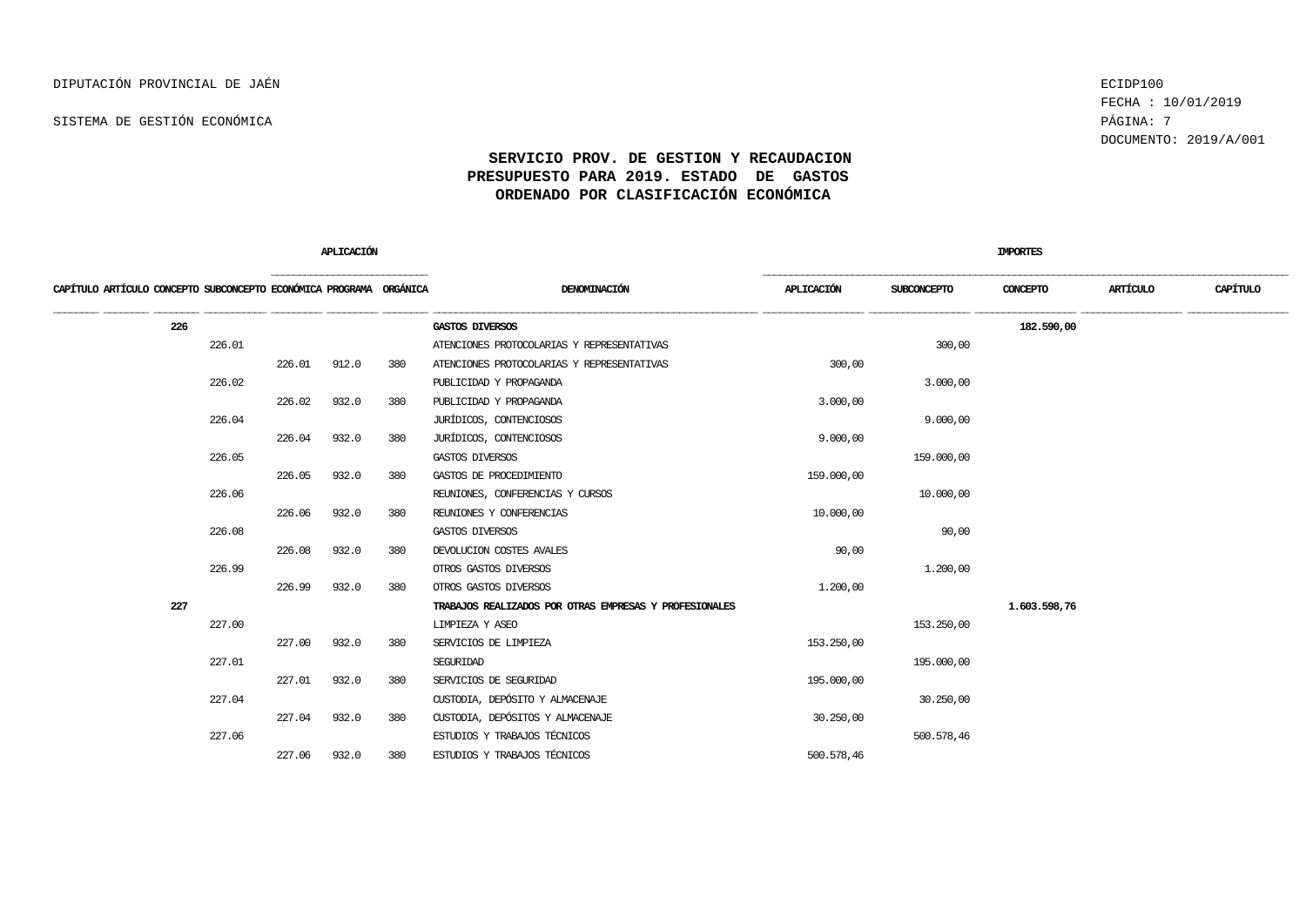DIPUTACIÓN PROVINCIAL DE JAÉN

SISTEMA DE GESTIÓN ECONÓMICA

ECIDP100
FECHA : 10/01/2019
DOCUMENTO: 2019/A/001

## SERVICIO PROV. DE GESTION Y RECAUDACION
## PRESUPUESTO PARA 2019. ESTADO DE GASTOS
## ORDENADO POR CLASIFICACIÓN ECONÓMICA

| CAPÍTULO | ARTÍCULO | CONCEPTO | SUBCONCEPTO | APLICACIÓN ECONÓMICA | APLICACIÓN PROGRAMA | APLICACIÓN ORGÁNICA | DENOMINACIÓN | IMPORTES APLICACIÓN | IMPORTES SUBCONCEPTO | IMPORTES CONCEPTO | IMPORTES ARTÍCULO | IMPORTES CAPÍTULO |
|---|---|---|---|---|---|---|---|---|---|---|---|---|
| | | 226 | | | | | **GASTOS DIVERSOS** | | | **182.590,00** | | |
| | | | 226.01 | | | | ATENCIONES PROTOCOLARIAS Y REPRESENTATIVAS | | 300,00 | | | |
| | | | | 226.01 | 912.0 | 380 | ATENCIONES PROTOCOLARIAS Y REPRESENTATIVAS | 300,00 | | | | |
| | | | 226.02 | | | | PUBLICIDAD Y PROPAGANDA | | 3.000,00 | | | |
| | | | | 226.02 | 932.0 | 380 | PUBLICIDAD Y PROPAGANDA | 3.000,00 | | | | |
| | | | 226.04 | | | | JURÍDICOS, CONTENCIOSOS | | 9.000,00 | | | |
| | | | | 226.04 | 932.0 | 380 | JURÍDICOS, CONTENCIOSOS | 9.000,00 | | | | |
| | | | 226.05 | | | | GASTOS DIVERSOS | | 159.000,00 | | | |
| | | | | 226.05 | 932.0 | 380 | GASTOS DE PROCEDIMIENTO | 159.000,00 | | | | |
| | | | 226.06 | | | | REUNIONES, CONFERENCIAS Y CURSOS | | 10.000,00 | | | |
| | | | | 226.06 | 932.0 | 380 | REUNIONES Y CONFERENCIAS | 10.000,00 | | | | |
| | | | 226.08 | | | | GASTOS DIVERSOS | | 90,00 | | | |
| | | | | 226.08 | 932.0 | 380 | DEVOLUCION COSTES AVALES | 90,00 | | | | |
| | | | 226.99 | | | | OTROS GASTOS DIVERSOS | | 1.200,00 | | | |
| | | | | 226.99 | 932.0 | 380 | OTROS GASTOS DIVERSOS | 1.200,00 | | | | |
| | | 227 | | | | | **TRABAJOS REALIZADOS POR OTRAS EMPRESAS Y PROFESIONALES** | | | **1.603.598,76** | | |
| | | | 227.00 | | | | LIMPIEZA Y ASEO | | 153.250,00 | | | |
| | | | | 227.00 | 932.0 | 380 | SERVICIOS DE LIMPIEZA | 153.250,00 | | | | |
| | | | 227.01 | | | | SEGURIDAD | | 195.000,00 | | | |
| | | | | 227.01 | 932.0 | 380 | SERVICIOS DE SEGURIDAD | 195.000,00 | | | | |
| | | | 227.04 | | | | CUSTODIA, DEPÓSITO Y ALMACENAJE | | 30.250,00 | | | |
| | | | | 227.04 | 932.0 | 380 | CUSTODIA, DEPÓSITOS Y ALMACENAJE | 30.250,00 | | | | |
| | | | 227.06 | | | | ESTUDIOS Y TRABAJOS TÉCNICOS | | 500.578,46 | | | |
| | | | | 227.06 | 932.0 | 380 | ESTUDIOS Y TRABAJOS TÉCNICOS | 500.578,46 | | | | |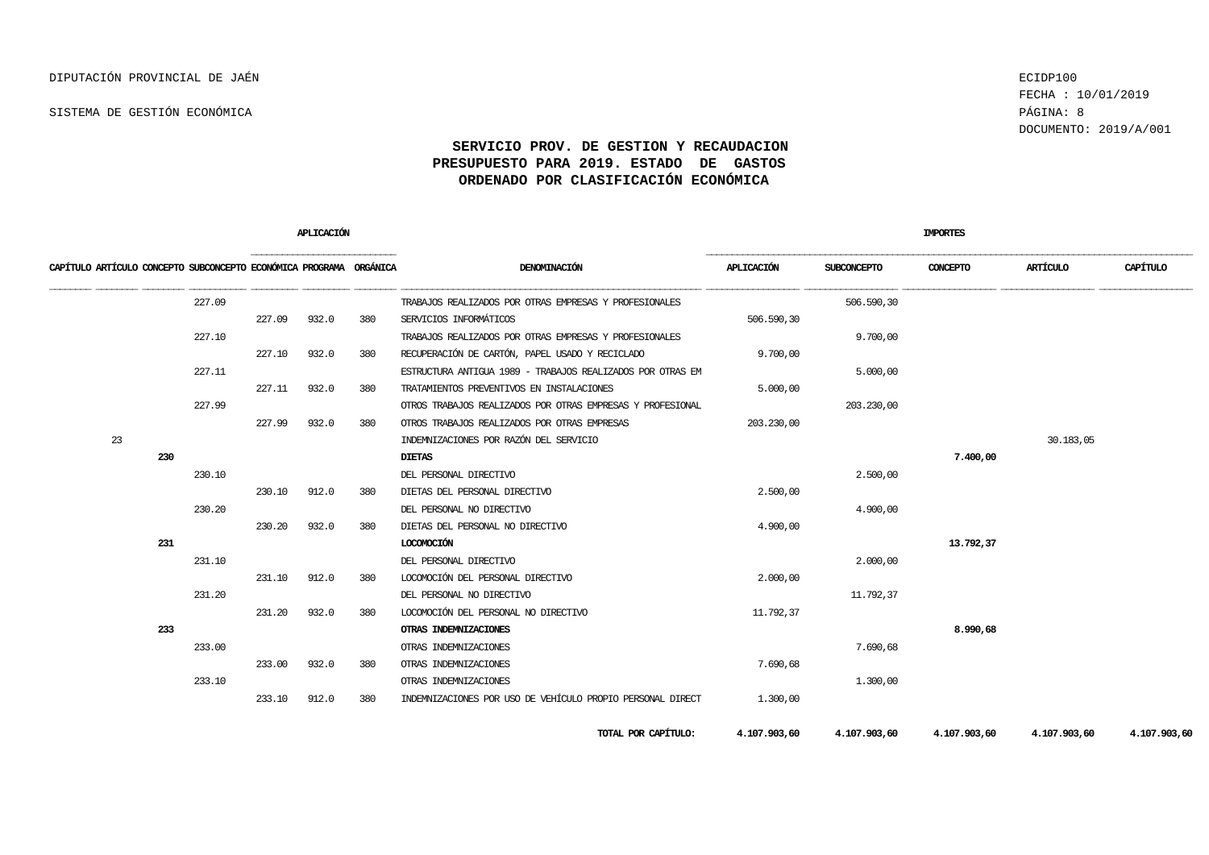DIPUTACIÓN PROVINCIAL DE JAÉN

SISTEMA DE GESTIÓN ECONÓMICA

ECIDP100
FECHA : 10/01/2019
DOCUMENTO: 2019/A/001

## SERVICIO PROV. DE GESTION Y RECAUDACION
## PRESUPUESTO PARA 2019. ESTADO DE GASTOS
## ORDENADO POR CLASIFICACIÓN ECONÓMICA

| CAPÍTULO | ARTÍCULO | CONCEPTO | SUBCONCEPTO | APLICACIÓN ECONÓMICA | APLICACIÓN PROGRAMA | APLICACIÓN ORGÁNICA | DENOMINACIÓN | IMPORTES APLICACIÓN | IMPORTES SUBCONCEPTO | IMPORTES CONCEPTO | IMPORTES ARTÍCULO | IMPORTES CAPÍTULO |
|---|---|---|---|---|---|---|---|---|---|---|---|---|
| | | | 227.09 | | | | TRABAJOS REALIZADOS POR OTRAS EMPRESAS Y PROFESIONALES | | 506.590,30 | | | |
| | | | | 227.09 | 932.0 | 380 | SERVICIOS INFORMÁTICOS | 506.590,30 | | | | |
| | | | 227.10 | | | | TRABAJOS REALIZADOS POR OTRAS EMPRESAS Y PROFESIONALES | | 9.700,00 | | | |
| | | | | 227.10 | 932.0 | 380 | RECUPERACIÓN DE CARTÓN, PAPEL USADO Y RECICLADO | 9.700,00 | | | | |
| | | | 227.11 | | | | ESTRUCTURA ANTIGUA 1989 - TRABAJOS REALIZADOS POR OTRAS EM | | 5.000,00 | | | |
| | | | | 227.11 | 932.0 | 380 | TRATAMIENTOS PREVENTIVOS EN INSTALACIONES | 5.000,00 | | | | |
| | | | 227.99 | | | | OTROS TRABAJOS REALIZADOS POR OTRAS EMPRESAS Y PROFESIONAL | | 203.230,00 | | | |
| | | | | 227.99 | 932.0 | 380 | OTROS TRABAJOS REALIZADOS POR OTRAS EMPRESAS | 203.230,00 | | | | |
| | 23 | | | | | | INDEMNIZACIONES POR RAZÓN DEL SERVICIO | | | | 30.183,05 | |
| | | **230** | | | | | **DIETAS** | | | **7.400,00** | | |
| | | | 230.10 | | | | DEL PERSONAL DIRECTIVO | | 2.500,00 | | | |
| | | | | 230.10 | 912.0 | 380 | DIETAS DEL PERSONAL DIRECTIVO | 2.500,00 | | | | |
| | | | 230.20 | | | | DEL PERSONAL NO DIRECTIVO | | 4.900,00 | | | |
| | | | | 230.20 | 932.0 | 380 | DIETAS DEL PERSONAL NO DIRECTIVO | 4.900,00 | | | | |
| | | **231** | | | | | **LOCOMOCIÓN** | | | **13.792,37** | | |
| | | | 231.10 | | | | DEL PERSONAL DIRECTIVO | | 2.000,00 | | | |
| | | | | 231.10 | 912.0 | 380 | LOCOMOCIÓN DEL PERSONAL DIRECTIVO | 2.000,00 | | | | |
| | | | 231.20 | | | | DEL PERSONAL NO DIRECTIVO | | 11.792,37 | | | |
| | | | | 231.20 | 932.0 | 380 | LOCOMOCIÓN DEL PERSONAL NO DIRECTIVO | 11.792,37 | | | | |
| | | **233** | | | | | **OTRAS INDEMNIZACIONES** | | | **8.990,68** | | |
| | | | 233.00 | | | | OTRAS INDEMNIZACIONES | | 7.690,68 | | | |
| | | | | 233.00 | 932.0 | 380 | OTRAS INDEMNIZACIONES | 7.690,68 | | | | |
| | | | 233.10 | | | | OTRAS INDEMNIZACIONES | | 1.300,00 | | | |
| | | | | 233.10 | 912.0 | 380 | INDEMNIZACIONES POR USO DE VEHÍCULO PROPIO PERSONAL DIRECT | 1.300,00 | | | | |
| | | | | | | | **TOTAL POR CAPÍTULO:** | **4.107.903,60** | **4.107.903,60** | **4.107.903,60** | **4.107.903,60** | **4.107.903,60** |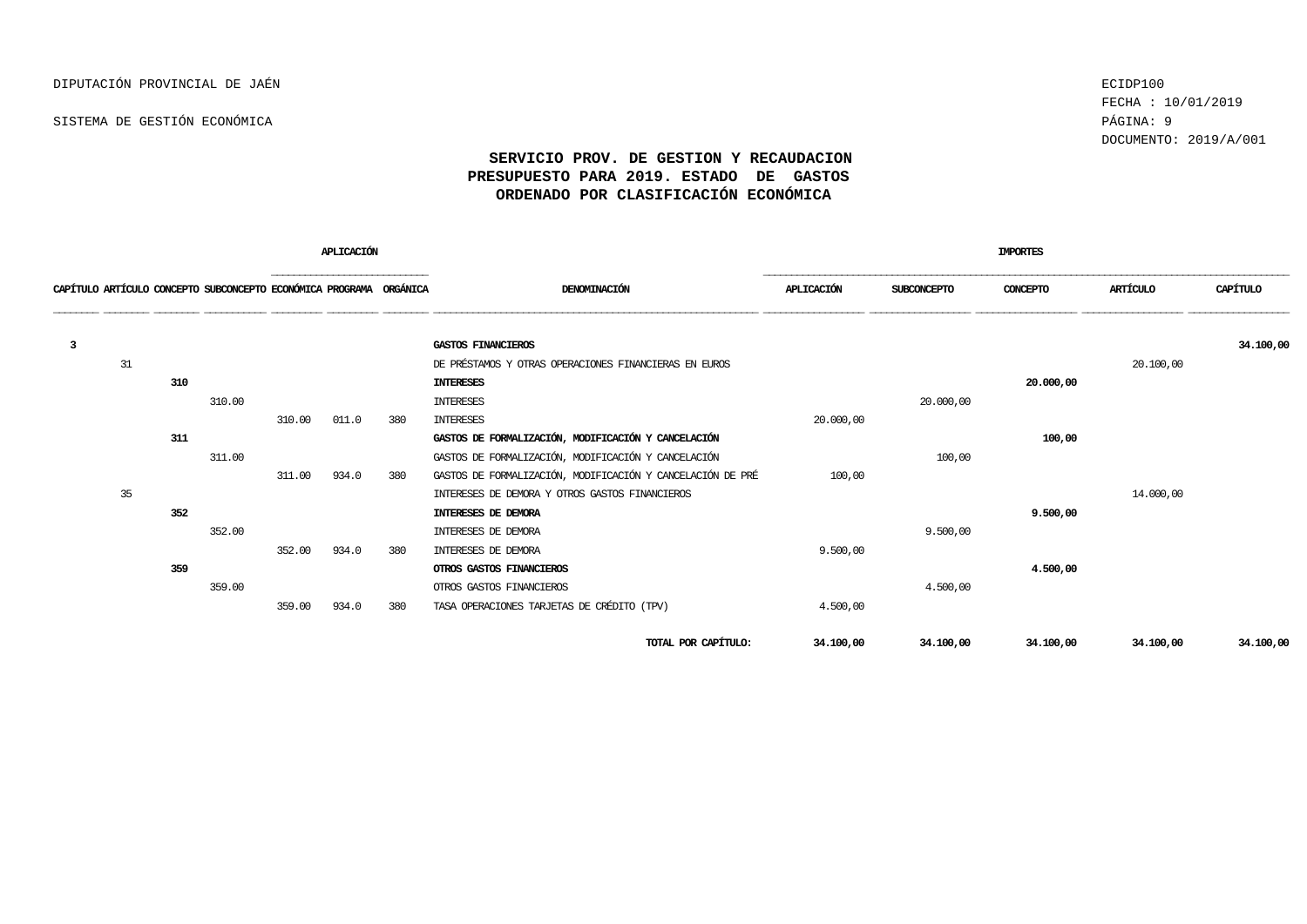DIPUTACIÓN PROVINCIAL DE JAÉN

SISTEMA DE GESTIÓN ECONÓMICA

ECIDP100
FECHA : 10/01/2019
DOCUMENTO: 2019/A/001

## SERVICIO PROV. DE GESTION Y RECAUDACION
## PRESUPUESTO PARA 2019. ESTADO DE GASTOS
## ORDENADO POR CLASIFICACIÓN ECONÓMICA

| CAPÍTULO | ARTÍCULO | CONCEPTO | SUBCONCEPTO | APLICACIÓN ECONÓMICA | APLICACIÓN PROGRAMA | APLICACIÓN ORGÁNICA | DENOMINACIÓN | IMPORTES APLICACIÓN | IMPORTES SUBCONCEPTO | IMPORTES CONCEPTO | IMPORTES ARTÍCULO | IMPORTES CAPÍTULO |
|---|---|---|---|---|---|---|---|---|---|---|---|---|
| **3** | | | | | | | **GASTOS FINANCIEROS** | | | | | **34.100,00** |
| | 31 | | | | | | DE PRÉSTAMOS Y OTRAS OPERACIONES FINANCIERAS EN EUROS | | | | 20.100,00 | |
| | | **310** | | | | | **INTERESES** | | | **20.000,00** | | |
| | | | 310.00 | | | | INTERESES | | 20.000,00 | | | |
| | | | | 310.00 | 011.0 | 380 | INTERESES | 20.000,00 | | | | |
| | | **311** | | | | | **GASTOS DE FORMALIZACIÓN, MODIFICACIÓN Y CANCELACIÓN** | | | **100,00** | | |
| | | | 311.00 | | | | GASTOS DE FORMALIZACIÓN, MODIFICACIÓN Y CANCELACIÓN | | 100,00 | | | |
| | | | | 311.00 | 934.0 | 380 | GASTOS DE FORMALIZACIÓN, MODIFICACIÓN Y CANCELACIÓN DE PRÉ | 100,00 | | | | |
| | 35 | | | | | | INTERESES DE DEMORA Y OTROS GASTOS FINANCIEROS | | | | 14.000,00 | |
| | | **352** | | | | | **INTERESES DE DEMORA** | | | **9.500,00** | | |
| | | | 352.00 | | | | INTERESES DE DEMORA | | 9.500,00 | | | |
| | | | | 352.00 | 934.0 | 380 | INTERESES DE DEMORA | 9.500,00 | | | | |
| | | **359** | | | | | **OTROS GASTOS FINANCIEROS** | | | **4.500,00** | | |
| | | | 359.00 | | | | OTROS GASTOS FINANCIEROS | | 4.500,00 | | | |
| | | | | 359.00 | 934.0 | 380 | TASA OPERACIONES TARJETAS DE CRÉDITO (TPV) | 4.500,00 | | | | |
| | | | | | | | **TOTAL POR CAPÍTULO:** | **34.100,00** | **34.100,00** | **34.100,00** | **34.100,00** | **34.100,00** |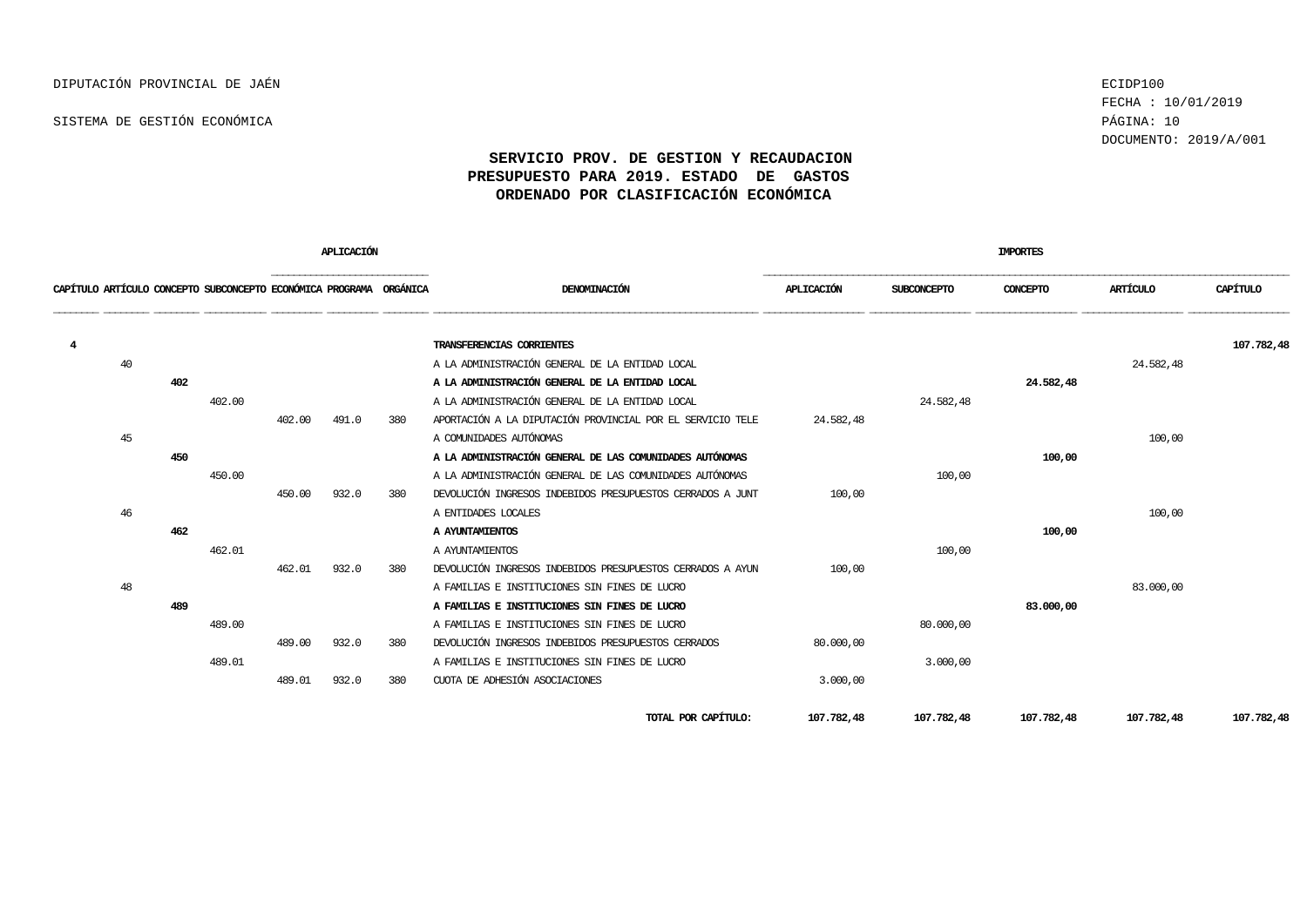DIPUTACIÓN PROVINCIAL DE JAÉN

SISTEMA DE GESTIÓN ECONÓMICA

ECIDP100
FECHA : 10/01/2019
DOCUMENTO: 2019/A/001

## SERVICIO PROV. DE GESTION Y RECAUDACION
## PRESUPUESTO PARA 2019. ESTADO DE GASTOS
## ORDENADO POR CLASIFICACIÓN ECONÓMICA

| CAPÍTULO | ARTÍCULO | CONCEPTO | SUBCONCEPTO | APLICACIÓN ECONÓMICA | APLICACIÓN PROGRAMA | APLICACIÓN ORGÁNICA | DENOMINACIÓN | IMPORTES APLICACIÓN | IMPORTES SUBCONCEPTO | IMPORTES CONCEPTO | IMPORTES ARTÍCULO | IMPORTES CAPÍTULO |
|---|---|---|---|---|---|---|---|---|---|---|---|---|
| **4** | | | | | | | **TRANSFERENCIAS CORRIENTES** | | | | | **107.782,48** |
| | 40 | | | | | | A LA ADMINISTRACIÓN GENERAL DE LA ENTIDAD LOCAL | | | | 24.582,48 | |
| | | **402** | | | | | **A LA ADMINISTRACIÓN GENERAL DE LA ENTIDAD LOCAL** | | | **24.582,48** | | |
| | | | 402.00 | | | | A LA ADMINISTRACIÓN GENERAL DE LA ENTIDAD LOCAL | | 24.582,48 | | | |
| | | | | 402.00 | 491.0 | 380 | APORTACIÓN A LA DIPUTACIÓN PROVINCIAL POR EL SERVICIO TELE | 24.582,48 | | | | |
| | 45 | | | | | | A COMUNIDADES AUTÓNOMAS | | | | 100,00 | |
| | | **450** | | | | | **A LA ADMINISTRACIÓN GENERAL DE LAS COMUNIDADES AUTÓNOMAS** | | | **100,00** | | |
| | | | 450.00 | | | | A LA ADMINISTRACIÓN GENERAL DE LAS COMUNIDADES AUTÓNOMAS | | 100,00 | | | |
| | | | | 450.00 | 932.0 | 380 | DEVOLUCIÓN INGRESOS INDEBIDOS PRESUPUESTOS CERRADOS A JUNT | 100,00 | | | | |
| | 46 | | | | | | A ENTIDADES LOCALES | | | | 100,00 | |
| | | **462** | | | | | **A AYUNTAMIENTOS** | | | **100,00** | | |
| | | | 462.01 | | | | A AYUNTAMIENTOS | | 100,00 | | | |
| | | | | 462.01 | 932.0 | 380 | DEVOLUCIÓN INGRESOS INDEBIDOS PRESUPUESTOS CERRADOS A AYUN | 100,00 | | | | |
| | 48 | | | | | | A FAMILIAS E INSTITUCIONES SIN FINES DE LUCRO | | | | 83.000,00 | |
| | | **489** | | | | | **A FAMILIAS E INSTITUCIONES SIN FINES DE LUCRO** | | | **83.000,00** | | |
| | | | 489.00 | | | | A FAMILIAS E INSTITUCIONES SIN FINES DE LUCRO | | 80.000,00 | | | |
| | | | | 489.00 | 932.0 | 380 | DEVOLUCIÓN INGRESOS INDEBIDOS PRESUPUESTOS CERRADOS | 80.000,00 | | | | |
| | | | 489.01 | | | | A FAMILIAS E INSTITUCIONES SIN FINES DE LUCRO | | 3.000,00 | | | |
| | | | | 489.01 | 932.0 | 380 | CUOTA DE ADHESIÓN ASOCIACIONES | 3.000,00 | | | | |
| | | | | | | | **TOTAL POR CAPÍTULO:** | **107.782,48** | **107.782,48** | **107.782,48** | **107.782,48** | **107.782,48** |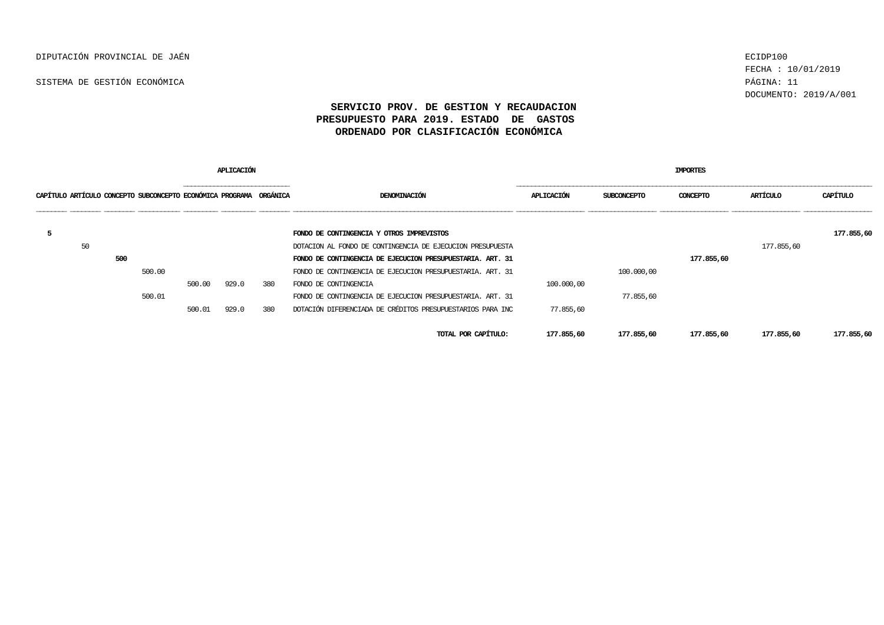DIPUTACIÓN PROVINCIAL DE JAÉN

SISTEMA DE GESTIÓN ECONÓMICA

ECIDP100
FECHA : 10/01/2019
DOCUMENTO: 2019/A/001

## SERVICIO PROV. DE GESTION Y RECAUDACION
## PRESUPUESTO PARA 2019. ESTADO DE GASTOS
## ORDENADO POR CLASIFICACIÓN ECONÓMICA

| CAPÍTULO | ARTÍCULO | CONCEPTO | SUBCONCEPTO | APLICACIÓN ECONÓMICA | APLICACIÓN PROGRAMA | APLICACIÓN ORGÁNICA | DENOMINACIÓN | IMPORTES APLICACIÓN | IMPORTES SUBCONCEPTO | IMPORTES CONCEPTO | IMPORTES ARTÍCULO | IMPORTES CAPÍTULO |
|---|---|---|---|---|---|---|---|---|---|---|---|---|
| **5** | | | | | | | **FONDO DE CONTINGENCIA Y OTROS IMPREVISTOS** | | | | | **177.855,60** |
| | 50 | | | | | | DOTACION AL FONDO DE CONTINGENCIA DE EJECUCION PRESUPUESTA | | | | 177.855,60 | |
| | | **500** | | | | | **FONDO DE CONTINGENCIA DE EJECUCION PRESUPUESTARIA. ART. 31** | | | **177.855,60** | | |
| | | | 500.00 | | | | FONDO DE CONTINGENCIA DE EJECUCION PRESUPUESTARIA. ART. 31 | | 100.000,00 | | | |
| | | | | 500.00 | 929.0 | 380 | FONDO DE CONTINGENCIA | 100.000,00 | | | | |
| | | | 500.01 | | | | FONDO DE CONTINGENCIA DE EJECUCION PRESUPUESTARIA. ART. 31 | | 77.855,60 | | | |
| | | | | 500.01 | 929.0 | 380 | DOTACIÓN DIFERENCIADA DE CRÉDITOS PRESUPUESTARIOS PARA INC | 77.855,60 | | | | |
| | | | | | | | **TOTAL POR CAPÍTULO:** | **177.855,60** | **177.855,60** | **177.855,60** | **177.855,60** | **177.855,60** |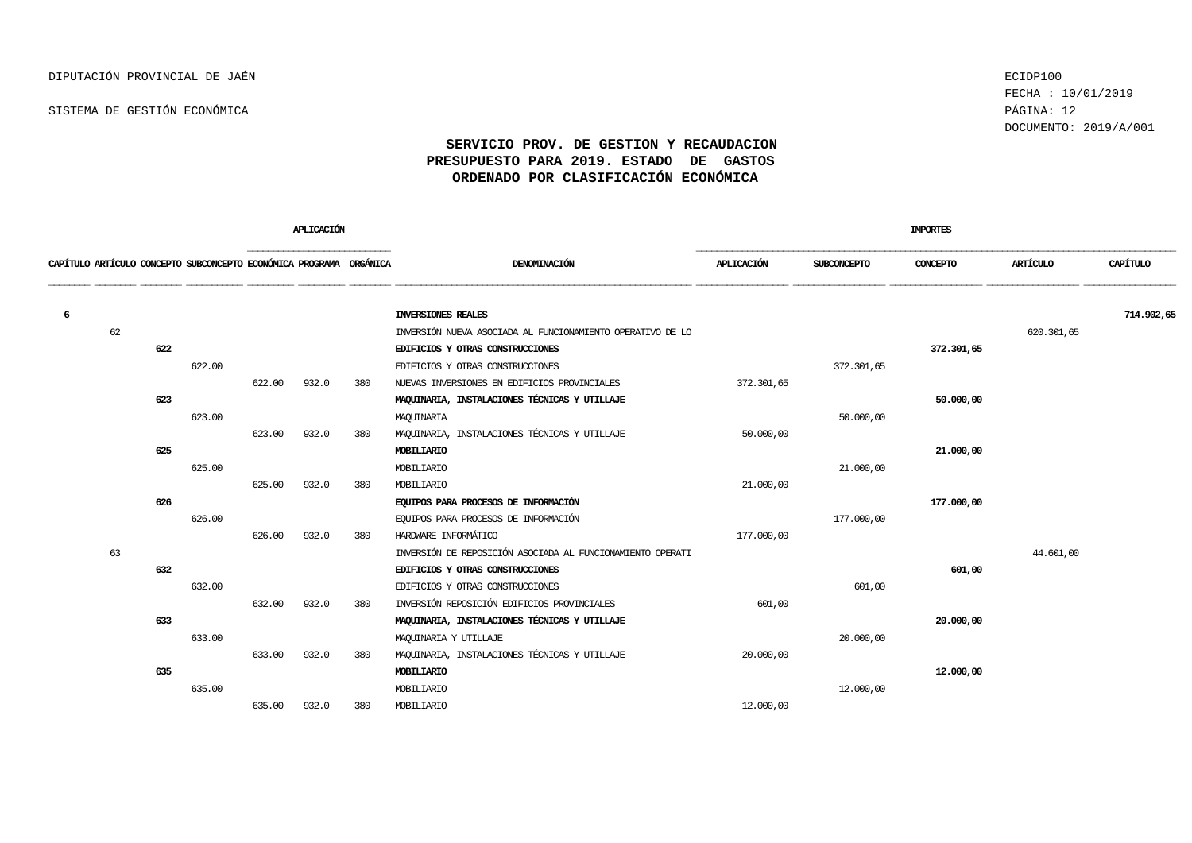DIPUTACIÓN PROVINCIAL DE JAÉN

SISTEMA DE GESTIÓN ECONÓMICA

ECIDP100
FECHA : 10/01/2019
DOCUMENTO: 2019/A/001

## SERVICIO PROV. DE GESTION Y RECAUDACION
## PRESUPUESTO PARA 2019. ESTADO DE GASTOS
## ORDENADO POR CLASIFICACIÓN ECONÓMICA

| CAPÍTULO | ARTÍCULO | CONCEPTO | SUBCONCEPTO | APLICACIÓN ECONÓMICA | APLICACIÓN PROGRAMA | APLICACIÓN ORGÁNICA | DENOMINACIÓN | IMPORTES APLICACIÓN | IMPORTES SUBCONCEPTO | IMPORTES CONCEPTO | IMPORTES ARTÍCULO | IMPORTES CAPÍTULO |
|---|---|---|---|---|---|---|---|---|---|---|---|---|
| **6** | | | | | | | **INVERSIONES REALES** | | | | | **714.902,65** |
| | 62 | | | | | | INVERSIÓN NUEVA ASOCIADA AL FUNCIONAMIENTO OPERATIVO DE LO | | | | 620.301,65 | |
| | | **622** | | | | | **EDIFICIOS Y OTRAS CONSTRUCCIONES** | | | **372.301,65** | | |
| | | | 622.00 | | | | EDIFICIOS Y OTRAS CONSTRUCCIONES | | 372.301,65 | | | |
| | | | | 622.00 | 932.0 | 380 | NUEVAS INVERSIONES EN EDIFICIOS PROVINCIALES | 372.301,65 | | | | |
| | | **623** | | | | | **MAQUINARIA, INSTALACIONES TÉCNICAS Y UTILLAJE** | | | **50.000,00** | | |
| | | | 623.00 | | | | MAQUINARIA | | 50.000,00 | | | |
| | | | | 623.00 | 932.0 | 380 | MAQUINARIA, INSTALACIONES TÉCNICAS Y UTILLAJE | 50.000,00 | | | | |
| | | **625** | | | | | **MOBILIARIO** | | | **21.000,00** | | |
| | | | 625.00 | | | | MOBILIARIO | | 21.000,00 | | | |
| | | | | 625.00 | 932.0 | 380 | MOBILIARIO | 21.000,00 | | | | |
| | | **626** | | | | | **EQUIPOS PARA PROCESOS DE INFORMACIÓN** | | | **177.000,00** | | |
| | | | 626.00 | | | | EQUIPOS PARA PROCESOS DE INFORMACIÓN | | 177.000,00 | | | |
| | | | | 626.00 | 932.0 | 380 | HARDWARE INFORMÁTICO | 177.000,00 | | | | |
| | 63 | | | | | | INVERSIÓN DE REPOSICIÓN ASOCIADA AL FUNCIONAMIENTO OPERATI | | | | 44.601,00 | |
| | | **632** | | | | | **EDIFICIOS Y OTRAS CONSTRUCCIONES** | | | **601,00** | | |
| | | | 632.00 | | | | EDIFICIOS Y OTRAS CONSTRUCCIONES | | 601,00 | | | |
| | | | | 632.00 | 932.0 | 380 | INVERSIÓN REPOSICIÓN EDIFICIOS PROVINCIALES | 601,00 | | | | |
| | | **633** | | | | | **MAQUINARIA, INSTALACIONES TÉCNICAS Y UTILLAJE** | | | **20.000,00** | | |
| | | | 633.00 | | | | MAQUINARIA Y UTILLAJE | | 20.000,00 | | | |
| | | | | 633.00 | 932.0 | 380 | MAQUINARIA, INSTALACIONES TÉCNICAS Y UTILLAJE | 20.000,00 | | | | |
| | | **635** | | | | | **MOBILIARIO** | | | **12.000,00** | | |
| | | | 635.00 | | | | MOBILIARIO | | 12.000,00 | | | |
| | | | | 635.00 | 932.0 | 380 | MOBILIARIO | 12.000,00 | | | | |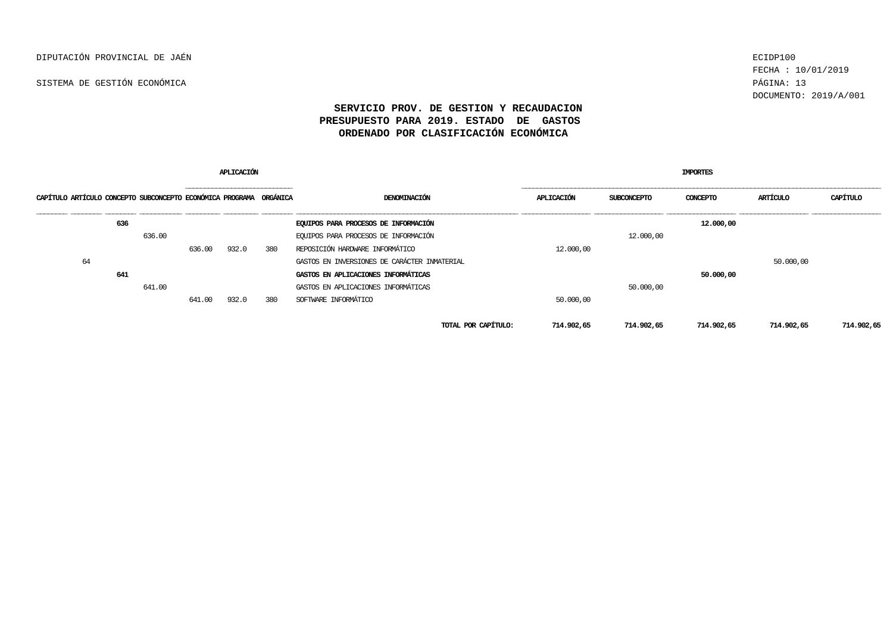DIPUTACIÓN PROVINCIAL DE JAÉN

SISTEMA DE GESTIÓN ECONÓMICA

ECIDP100
FECHA : 10/01/2019
DOCUMENTO: 2019/A/001

## SERVICIO PROV. DE GESTION Y RECAUDACION
## PRESUPUESTO PARA 2019. ESTADO DE GASTOS
## ORDENADO POR CLASIFICACIÓN ECONÓMICA

| CAPÍTULO | ARTÍCULO | CONCEPTO | SUBCONCEPTO | APLICACIÓN ECONÓMICA | APLICACIÓN PROGRAMA | APLICACIÓN ORGÁNICA | DENOMINACIÓN | IMPORTES APLICACIÓN | IMPORTES SUBCONCEPTO | IMPORTES CONCEPTO | IMPORTES ARTÍCULO | IMPORTES CAPÍTULO |
|---|---|---|---|---|---|---|---|---|---|---|---|---|
| | | **636** | | | | | **EQUIPOS PARA PROCESOS DE INFORMACIÓN** | | | **12.000,00** | | |
| | | | 636.00 | | | | EQUIPOS PARA PROCESOS DE INFORMACIÓN | | 12.000,00 | | | |
| | | | | 636.00 | 932.0 | 380 | REPOSICIÓN HARDWARE INFORMÁTICO | 12.000,00 | | | | |
| | 64 | | | | | | GASTOS EN INVERSIONES DE CARÁCTER INMATERIAL | | | | 50.000,00 | |
| | | **641** | | | | | **GASTOS EN APLICACIONES INFORMÁTICAS** | | | **50.000,00** | | |
| | | | 641.00 | | | | GASTOS EN APLICACIONES INFORMÁTICAS | | 50.000,00 | | | |
| | | | | 641.00 | 932.0 | 380 | SOFTWARE INFORMÁTICO | 50.000,00 | | | | |
| | | | | | | | **TOTAL POR CAPÍTULO:** | **714.902,65** | **714.902,65** | **714.902,65** | **714.902,65** | **714.902,65** |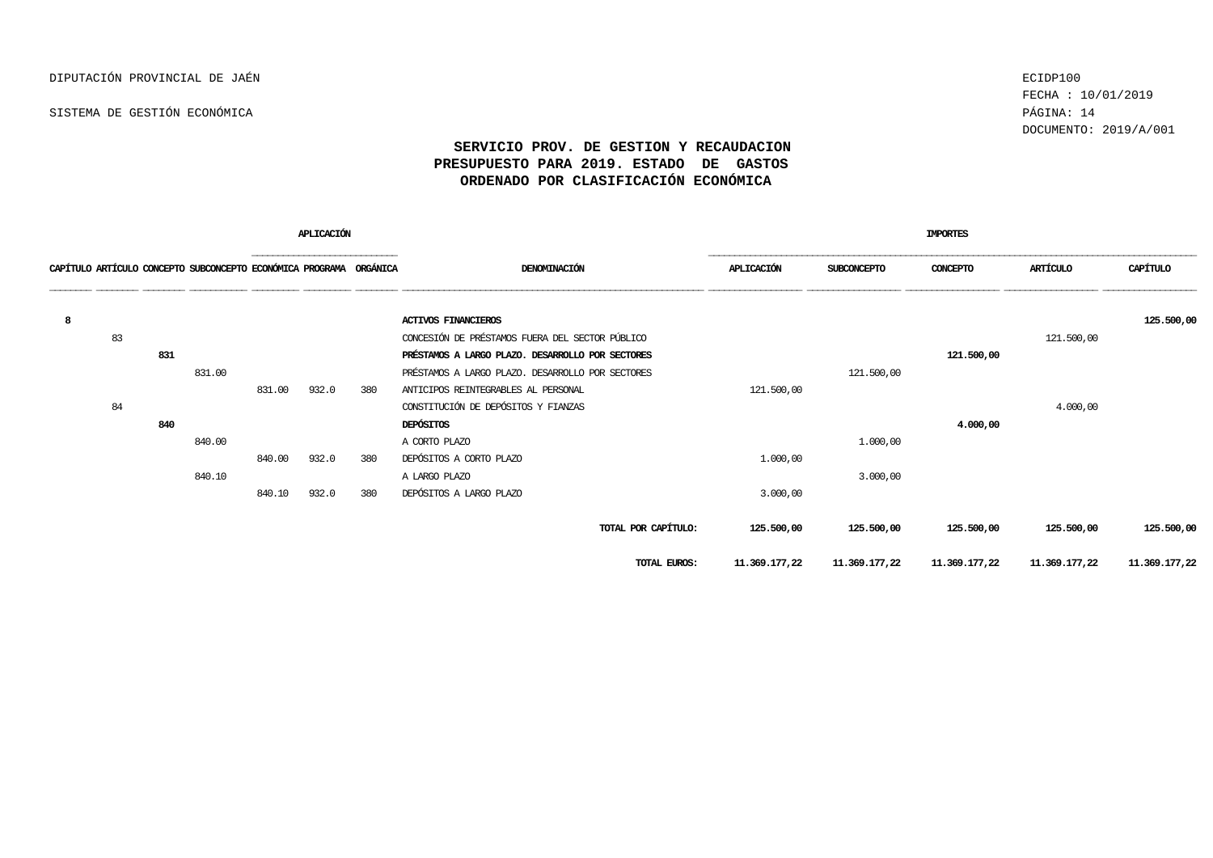DIPUTACIÓN PROVINCIAL DE JAÉN

SISTEMA DE GESTIÓN ECONÓMICA

ECIDP100
FECHA : 10/01/2019
DOCUMENTO: 2019/A/001

## SERVICIO PROV. DE GESTION Y RECAUDACION
## PRESUPUESTO PARA 2019. ESTADO DE GASTOS
## ORDENADO POR CLASIFICACIÓN ECONÓMICA

| | | | | APLICACIÓN | | | | IMPORTES | | | | |
|---|---|---|---|---|---|---|---|---|---|---|---|---|
| CAPÍTULO | ARTÍCULO | CONCEPTO | SUBCONCEPTO | ECONÓMICA | PROGRAMA | ORGÁNICA | DENOMINACIÓN | APLICACIÓN | SUBCONCEPTO | CONCEPTO | ARTÍCULO | CAPÍTULO |
| **8** | | | | | | | **ACTIVOS FINANCIEROS** | | | | | **125.500,00** |
| | 83 | | | | | | CONCESIÓN DE PRÉSTAMOS FUERA DEL SECTOR PÚBLICO | | | | 121.500,00 | |
| | | **831** | | | | | **PRÉSTAMOS A LARGO PLAZO. DESARROLLO POR SECTORES** | | | **121.500,00** | | |
| | | | 831.00 | | | | PRÉSTAMOS A LARGO PLAZO. DESARROLLO POR SECTORES | | 121.500,00 | | | |
| | | | | 831.00 | 932.0 | 380 | ANTICIPOS REINTEGRABLES AL PERSONAL | 121.500,00 | | | | |
| | 84 | | | | | | CONSTITUCIÓN DE DEPÓSITOS Y FIANZAS | | | | 4.000,00 | |
| | | **840** | | | | | **DEPÓSITOS** | | | **4.000,00** | | |
| | | | 840.00 | | | | A CORTO PLAZO | | 1.000,00 | | | |
| | | | | 840.00 | 932.0 | 380 | DEPÓSITOS A CORTO PLAZO | 1.000,00 | | | | |
| | | | 840.10 | | | | A LARGO PLAZO | | 3.000,00 | | | |
| | | | | 840.10 | 932.0 | 380 | DEPÓSITOS A LARGO PLAZO | 3.000,00 | | | | |
| | | | | | | | **TOTAL POR CAPÍTULO:** | **125.500,00** | **125.500,00** | **125.500,00** | **125.500,00** | **125.500,00** |
| | | | | | | | **TOTAL EUROS:** | **11.369.177,22** | **11.369.177,22** | **11.369.177,22** | **11.369.177,22** | **11.369.177,22** |